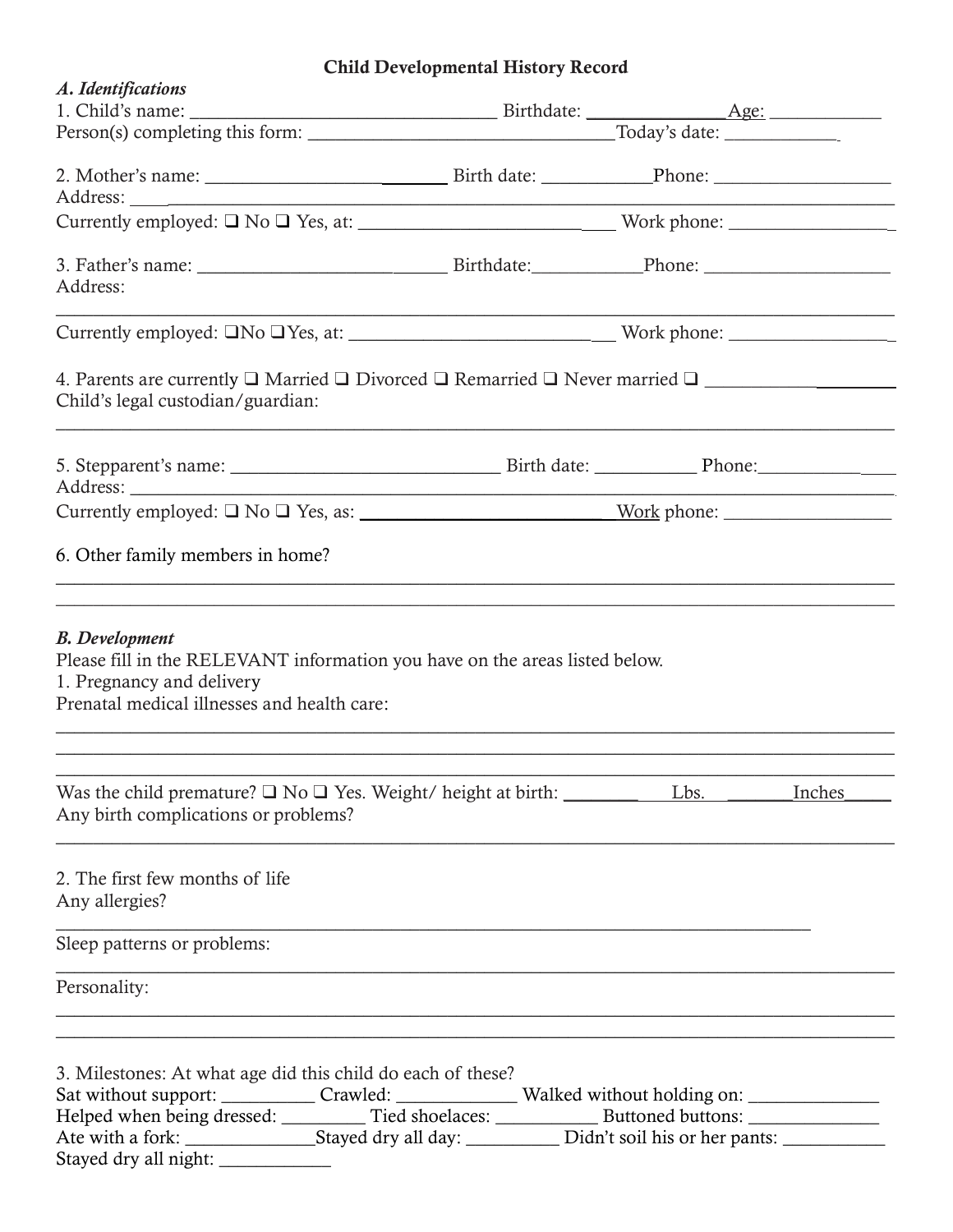# Child Developmental History Record

### *A. Identifications*

1. Child's name: ________________________________ Birthdate: ______________ Age: ___________
Person(s) completing this form: ________________________________ Today's date: ___________

2. Mother's name: ________________________ Birth date: ___________ Phone: __________________
Address: ________________________________________________________________________________
Currently employed: ❑ No ❑ Yes, at: ________________________ Work phone: _________________

3. Father's name: ________________________ Birthdate: ___________ Phone: ___________________
Address:
________________________________________________________________________________________
Currently employed: ❑ No ❑ Yes, at: ________________________ Work phone: _________________

4. Parents are currently ❑ Married ❑ Divorced ❑ Remarried ❑ Never married ❑ ___________________
Child's legal custodian/guardian:
________________________________________________________________________________________

5. Stepparent's name: ____________________________ Birth date: __________ Phone: _______________
Address: ________________________________________________________________________________
Currently employed: ❑ No ❑ Yes, as: __________________________ Work phone: _________________

6. Other family members in home?
________________________________________________________________________________________
________________________________________________________________________________________

### *B. Development*

Please fill in the RELEVANT information you have on the areas listed below.

1. Pregnancy and delivery
Prenatal medical illnesses and health care:
________________________________________________________________________________________
________________________________________________________________________________________
________________________________________________________________________________________

Was the child premature? ❑ No ❑ Yes. Weight/ height at birth: ________ Lbs. _______ Inches_____
Any birth complications or problems?
________________________________________________________________________________________

2. The first few months of life
Any allergies?
________________________________________________________________________________

Sleep patterns or problems:
________________________________________________________________________________________

Personality:
________________________________________________________________________________________
________________________________________________________________________________________

3. Milestones: At what age did this child do each of these?
Sat without support: _________ Crawled: ____________ Walked without holding on: _____________
Helped when being dressed: _________ Tied shoelaces: ___________ Buttoned buttons: ______________
Ate with a fork: ______________ Stayed dry all day: __________ Didn't soil his or her pants: ___________
Stayed dry all night: ____________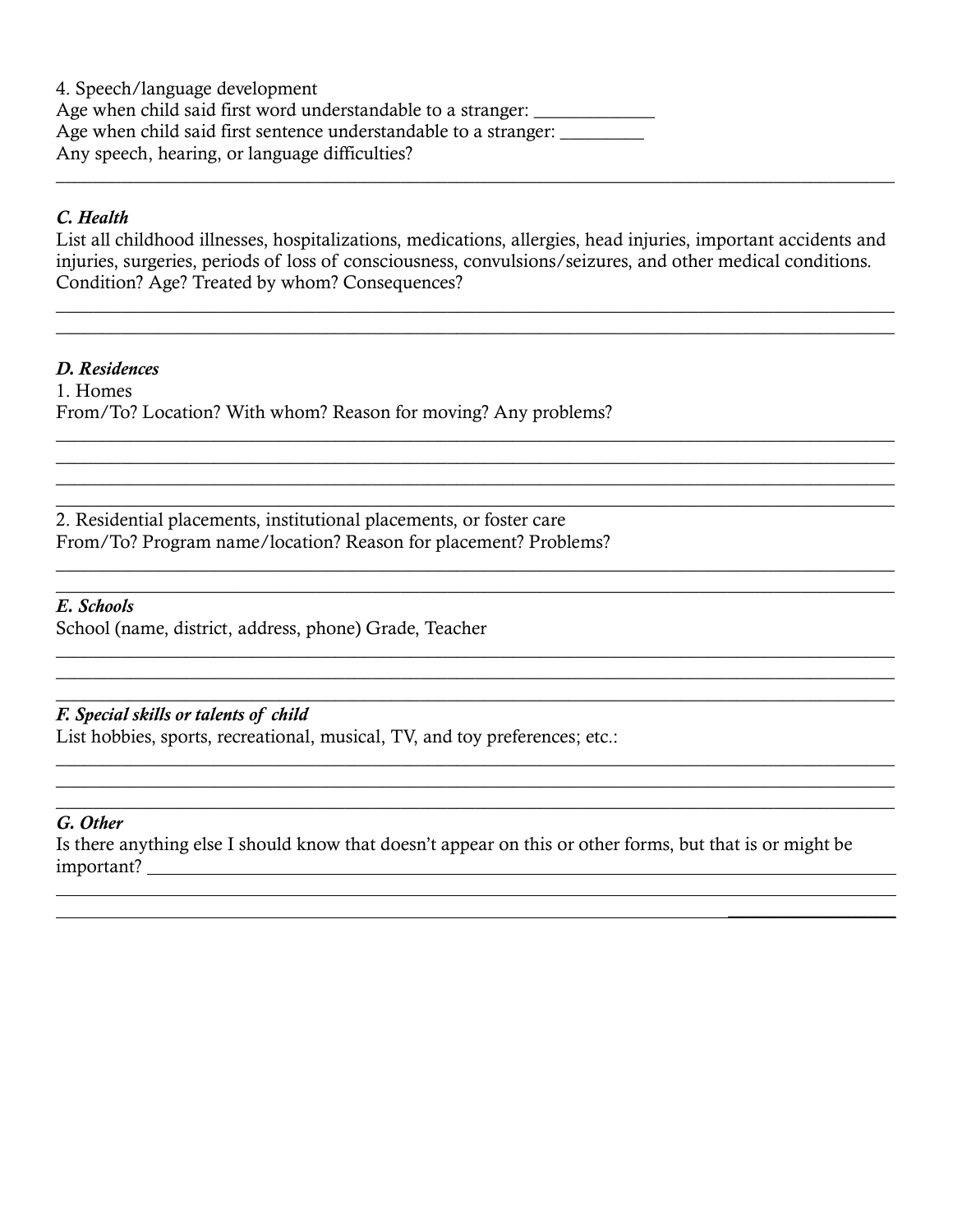4. Speech/language development

Age when child said first word understandable to a stranger: _____________

Age when child said first sentence understandable to a stranger: _________

Any speech, hearing, or language difficulties?

___

### *C. Health*

List all childhood illnesses, hospitalizations, medications, allergies, head injuries, important accidents and injuries, surgeries, periods of loss of consciousness, convulsions/seizures, and other medical conditions. Condition? Age? Treated by whom? Consequences?

___

___

### *D. Residences*

1. Homes

From/To? Location? With whom? Reason for moving? Any problems?

___

___

___

___

2. Residential placements, institutional placements, or foster care

From/To? Program name/location? Reason for placement? Problems?

___

___

### *E. Schools*

School (name, district, address, phone) Grade, Teacher

___

___

___

### *F. Special skills or talents of child*

List hobbies, sports, recreational, musical, TV, and toy preferences; etc.:

___

___

___

### *G. Other*

Is there anything else I should know that doesn't appear on this or other forms, but that is or might be important? ___

___

___